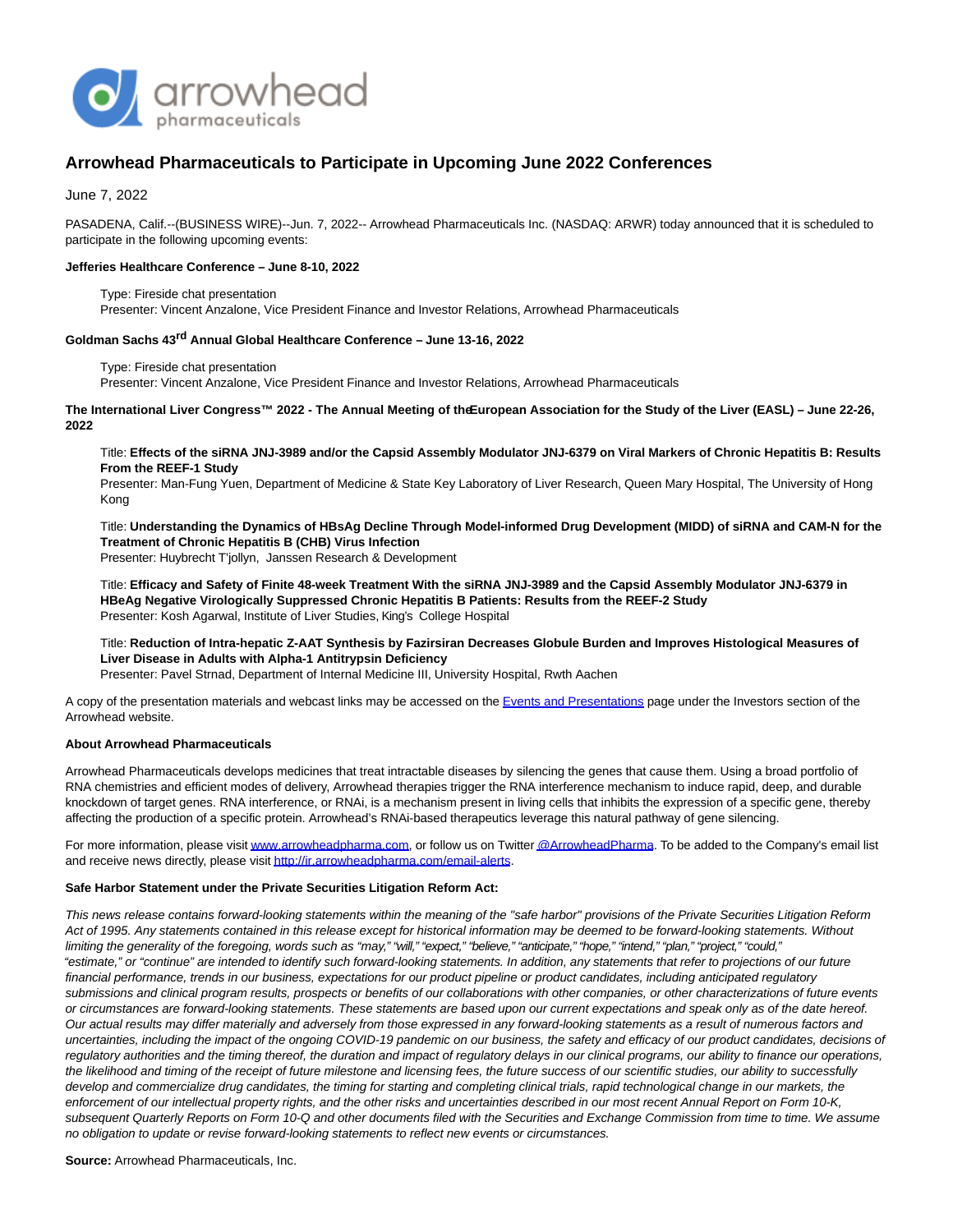# Arrowhead Pharmaceuticals to Participate in Upcoming June 2022 Conferences

June 7, 2022

PASADENA, Calif.--(BUSINESS WIRE)--Jun. 7, 2022-- Arrowhead Pharmaceuticals Inc. (NASDAQ: ARWR) today announced that it is scheduled to participate in the following upcoming events:

**Jefferies Healthcare Conference – June 8-10, 2022**

Type: Fireside chat presentation
Presenter: Vincent Anzalone, Vice President Finance and Investor Relations, Arrowhead Pharmaceuticals

**Goldman Sachs 43rd Annual Global Healthcare Conference – June 13-16, 2022**

Type: Fireside chat presentation
Presenter: Vincent Anzalone, Vice President Finance and Investor Relations, Arrowhead Pharmaceuticals

**The International Liver Congress™ 2022 - The Annual Meeting of the European Association for the Study of the Liver (EASL) – June 22-26, 2022**

Title: **Effects of the siRNA JNJ-3989 and/or the Capsid Assembly Modulator JNJ-6379 on Viral Markers of Chronic Hepatitis B: Results From the REEF-1 Study**
Presenter: Man-Fung Yuen, Department of Medicine & State Key Laboratory of Liver Research, Queen Mary Hospital, The University of Hong Kong

Title: **Understanding the Dynamics of HBsAg Decline Through Model-informed Drug Development (MIDD) of siRNA and CAM-N for the Treatment of Chronic Hepatitis B (CHB) Virus Infection**
Presenter: Huybrecht T'jollyn, Janssen Research & Development

Title: **Efficacy and Safety of Finite 48-week Treatment With the siRNA JNJ-3989 and the Capsid Assembly Modulator JNJ-6379 in HBeAg Negative Virologically Suppressed Chronic Hepatitis B Patients: Results from the REEF-2 Study**
Presenter: Kosh Agarwal, Institute of Liver Studies, King's College Hospital

Title: **Reduction of Intra-hepatic Z-AAT Synthesis by Fazirsiran Decreases Globule Burden and Improves Histological Measures of Liver Disease in Adults with Alpha-1 Antitrypsin Deficiency**
Presenter: Pavel Strnad, Department of Internal Medicine III, University Hospital, Rwth Aachen

A copy of the presentation materials and webcast links may be accessed on the Events and Presentations page under the Investors section of the Arrowhead website.

**About Arrowhead Pharmaceuticals**

Arrowhead Pharmaceuticals develops medicines that treat intractable diseases by silencing the genes that cause them. Using a broad portfolio of RNA chemistries and efficient modes of delivery, Arrowhead therapies trigger the RNA interference mechanism to induce rapid, deep, and durable knockdown of target genes. RNA interference, or RNAi, is a mechanism present in living cells that inhibits the expression of a specific gene, thereby affecting the production of a specific protein. Arrowhead's RNAi-based therapeutics leverage this natural pathway of gene silencing.

For more information, please visit www.arrowheadpharma.com, or follow us on Twitter @ArrowheadPharma. To be added to the Company's email list and receive news directly, please visit http://ir.arrowheadpharma.com/email-alerts.

**Safe Harbor Statement under the Private Securities Litigation Reform Act:**

*This news release contains forward-looking statements within the meaning of the "safe harbor" provisions of the Private Securities Litigation Reform Act of 1995. Any statements contained in this release except for historical information may be deemed to be forward-looking statements. Without limiting the generality of the foregoing, words such as "may," "will," "expect," "believe," "anticipate," "hope," "intend," "plan," "project," "could," "estimate," or "continue" are intended to identify such forward-looking statements. In addition, any statements that refer to projections of our future financial performance, trends in our business, expectations for our product pipeline or product candidates, including anticipated regulatory submissions and clinical program results, prospects or benefits of our collaborations with other companies, or other characterizations of future events or circumstances are forward-looking statements. These statements are based upon our current expectations and speak only as of the date hereof. Our actual results may differ materially and adversely from those expressed in any forward-looking statements as a result of numerous factors and uncertainties, including the impact of the ongoing COVID-19 pandemic on our business, the safety and efficacy of our product candidates, decisions of regulatory authorities and the timing thereof, the duration and impact of regulatory delays in our clinical programs, our ability to finance our operations, the likelihood and timing of the receipt of future milestone and licensing fees, the future success of our scientific studies, our ability to successfully develop and commercialize drug candidates, the timing for starting and completing clinical trials, rapid technological change in our markets, the enforcement of our intellectual property rights, and the other risks and uncertainties described in our most recent Annual Report on Form 10-K, subsequent Quarterly Reports on Form 10-Q and other documents filed with the Securities and Exchange Commission from time to time. We assume no obligation to update or revise forward-looking statements to reflect new events or circumstances.*

**Source:** Arrowhead Pharmaceuticals, Inc.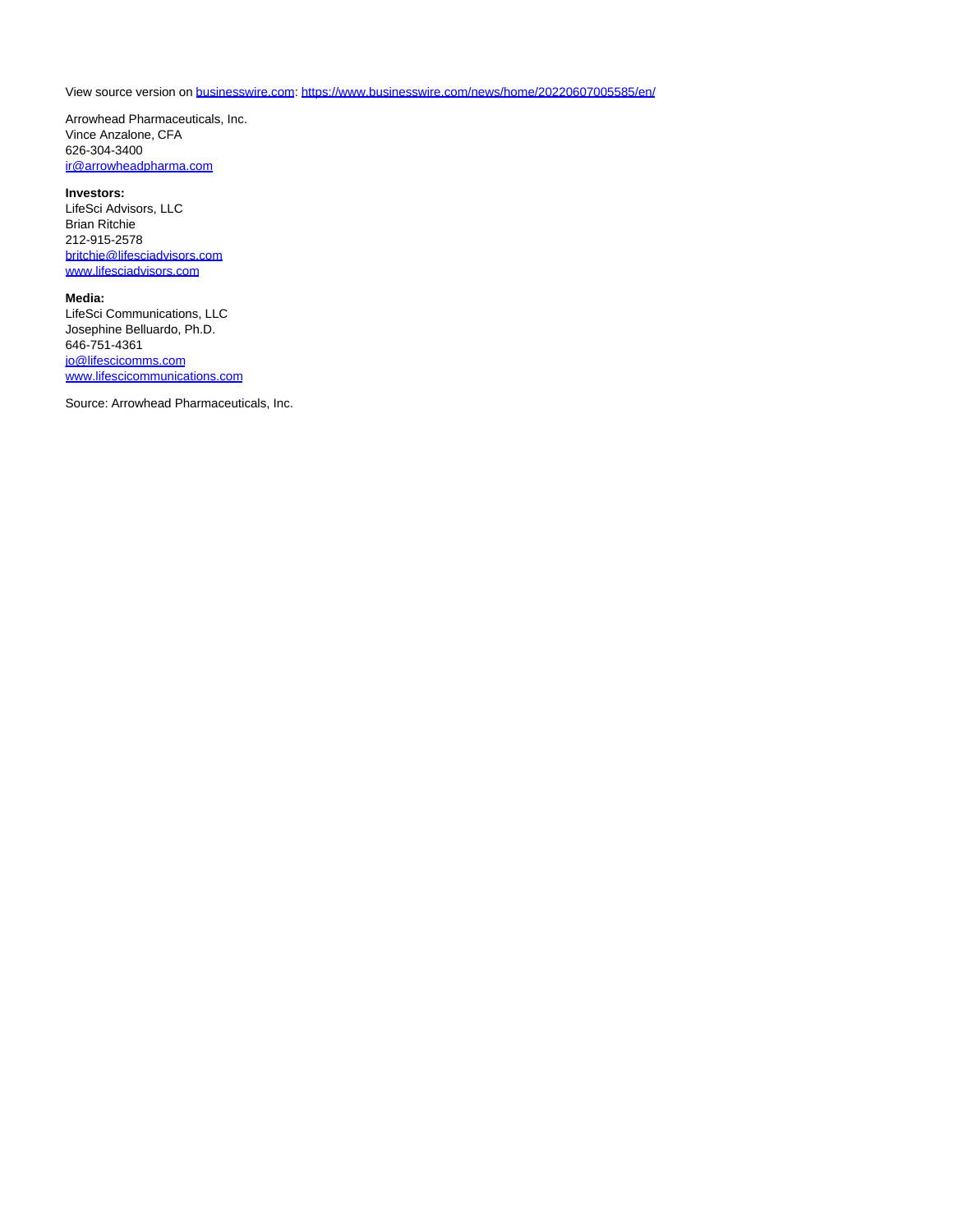View source version on businesswire.com: https://www.businesswire.com/news/home/20220607005585/en/

Arrowhead Pharmaceuticals, Inc.
Vince Anzalone, CFA
626-304-3400
ir@arrowheadpharma.com

**Investors:**
LifeSci Advisors, LLC
Brian Ritchie
212-915-2578
britchie@lifesciadvisors.com
www.lifesciadvisors.com

**Media:**
LifeSci Communications, LLC
Josephine Belluardo, Ph.D.
646-751-4361
jo@lifescicomms.com
www.lifescicommunications.com

Source: Arrowhead Pharmaceuticals, Inc.